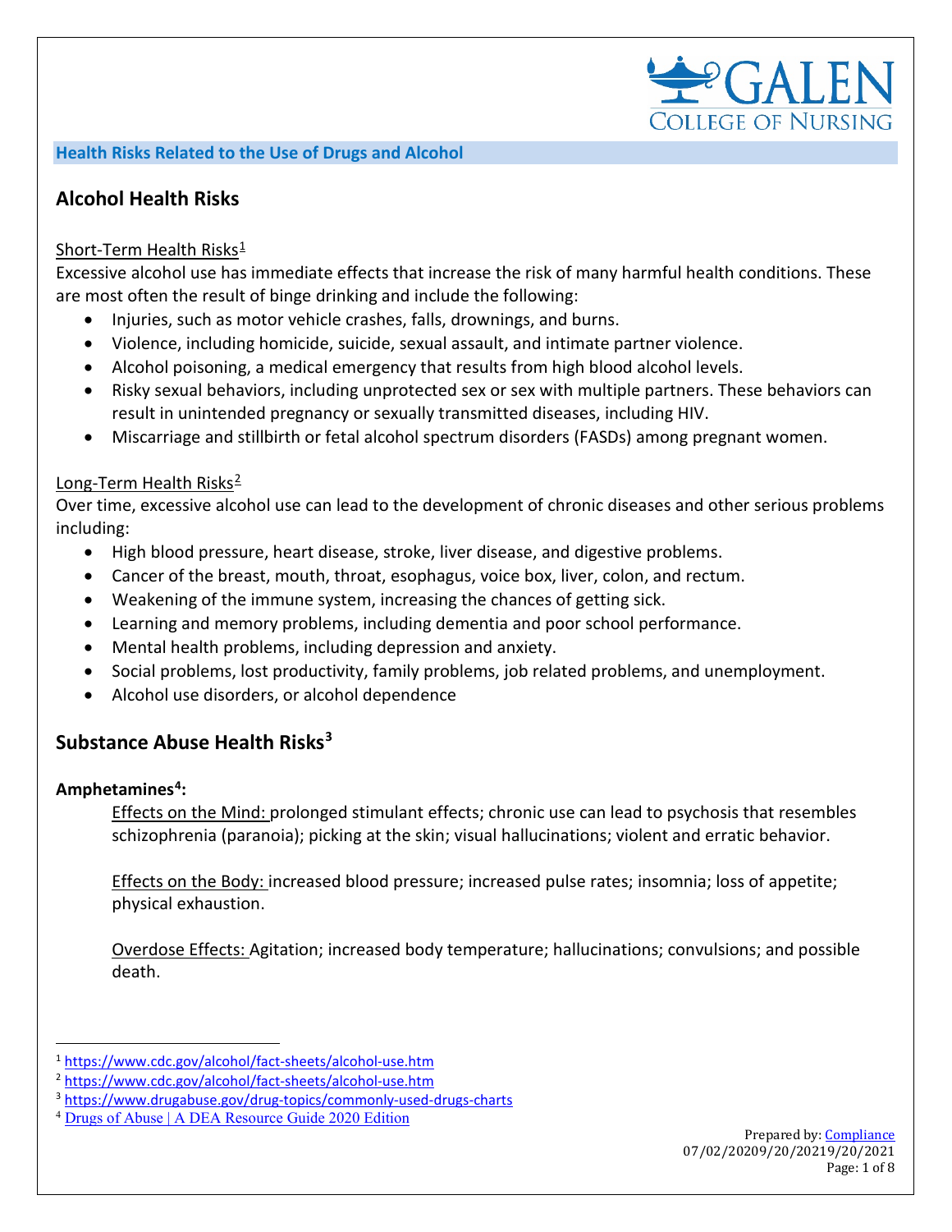## Health Risks Related to the Use of Drugs and Alcohol

## Alcohol Health Risks

Short-Term Health Risks[1]

Excessive alcohol use has immediate effects that increase the risk of many harmful health conditions. These are most often the result of binge drinking and include the following:

- Injuries, such as motor vehicle crashes, falls, drownings, and burns.
- Violence, including homicide, suicide, sexual assault, and intimate partner violence.
- Alcohol poisoning, a medical emergency that results from high blood alcohol levels.
- Risky sexual behaviors, including unprotected sex or sex with multiple partners. These behaviors can result in unintended pregnancy or sexually transmitted diseases, including HIV.
- Miscarriage and stillbirth or fetal alcohol spectrum disorders (FASDs) among pregnant women.

Long-Term Health Risks[2]

Over time, excessive alcohol use can lead to the development of chronic diseases and other serious problems including:

- High blood pressure, heart disease, stroke, liver disease, and digestive problems.
- Cancer of the breast, mouth, throat, esophagus, voice box, liver, colon, and rectum.
- Weakening of the immune system, increasing the chances of getting sick.
- Learning and memory problems, including dementia and poor school performance.
- Mental health problems, including depression and anxiety.
- Social problems, lost productivity, family problems, job related problems, and unemployment.
- Alcohol use disorders, or alcohol dependence

## Substance Abuse Health Risks[3]

**Amphetamines[4]:**

Effects on the Mind: prolonged stimulant effects; chronic use can lead to psychosis that resembles schizophrenia (paranoia); picking at the skin; visual hallucinations; violent and erratic behavior.

Effects on the Body: increased blood pressure; increased pulse rates; insomnia; loss of appetite; physical exhaustion.

Overdose Effects: Agitation; increased body temperature; hallucinations; convulsions; and possible death.

---

[1] https://www.cdc.gov/alcohol/fact-sheets/alcohol-use.htm

[2] https://www.cdc.gov/alcohol/fact-sheets/alcohol-use.htm

[3] https://www.drugabuse.gov/drug-topics/commonly-used-drugs-charts

[4] Drugs of Abuse | A DEA Resource Guide 2020 Edition

Prepared by: Compliance
07/02/20209/20/20219/20/2021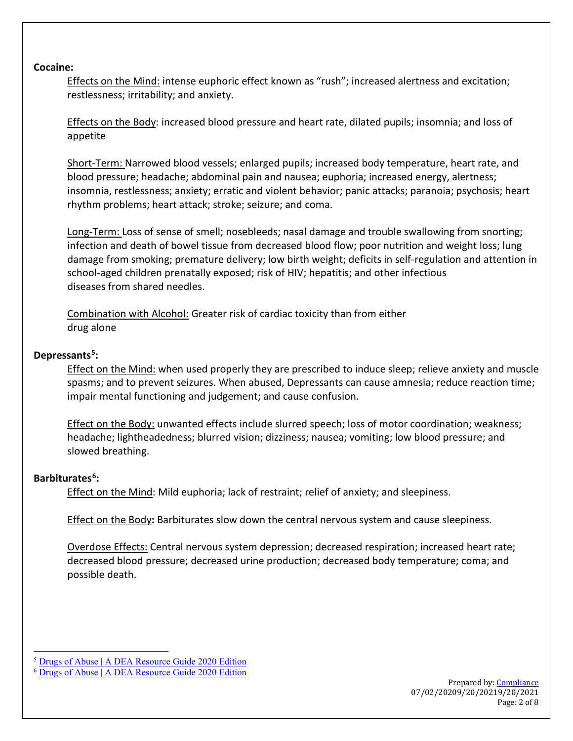**Cocaine:**

Effects on the Mind: intense euphoric effect known as "rush"; increased alertness and excitation; restlessness; irritability; and anxiety.

Effects on the Body: increased blood pressure and heart rate, dilated pupils; insomnia; and loss of appetite

Short-Term: Narrowed blood vessels; enlarged pupils; increased body temperature, heart rate, and blood pressure; headache; abdominal pain and nausea; euphoria; increased energy, alertness; insomnia, restlessness; anxiety; erratic and violent behavior; panic attacks; paranoia; psychosis; heart rhythm problems; heart attack; stroke; seizure; and coma.

Long-Term: Loss of sense of smell; nosebleeds; nasal damage and trouble swallowing from snorting; infection and death of bowel tissue from decreased blood flow; poor nutrition and weight loss; lung damage from smoking; premature delivery; low birth weight; deficits in self-regulation and attention in school-aged children prenatally exposed; risk of HIV; hepatitis; and other infectious diseases from shared needles.

Combination with Alcohol: Greater risk of cardiac toxicity than from either drug alone

**Depressants[5]:**

Effect on the Mind: when used properly they are prescribed to induce sleep; relieve anxiety and muscle spasms; and to prevent seizures. When abused, Depressants can cause amnesia; reduce reaction time; impair mental functioning and judgement; and cause confusion.

Effect on the Body: unwanted effects include slurred speech; loss of motor coordination; weakness; headache; lightheadedness; blurred vision; dizziness; nausea; vomiting; low blood pressure; and slowed breathing.

**Barbiturates[6]:**

Effect on the Mind: Mild euphoria; lack of restraint; relief of anxiety; and sleepiness.

Effect on the Body**:** Barbiturates slow down the central nervous system and cause sleepiness.

Overdose Effects: Central nervous system depression; decreased respiration; increased heart rate; decreased blood pressure; decreased urine production; decreased body temperature; coma; and possible death.

---

[5] Drugs of Abuse | A DEA Resource Guide 2020 Edition

[6] Drugs of Abuse | A DEA Resource Guide 2020 Edition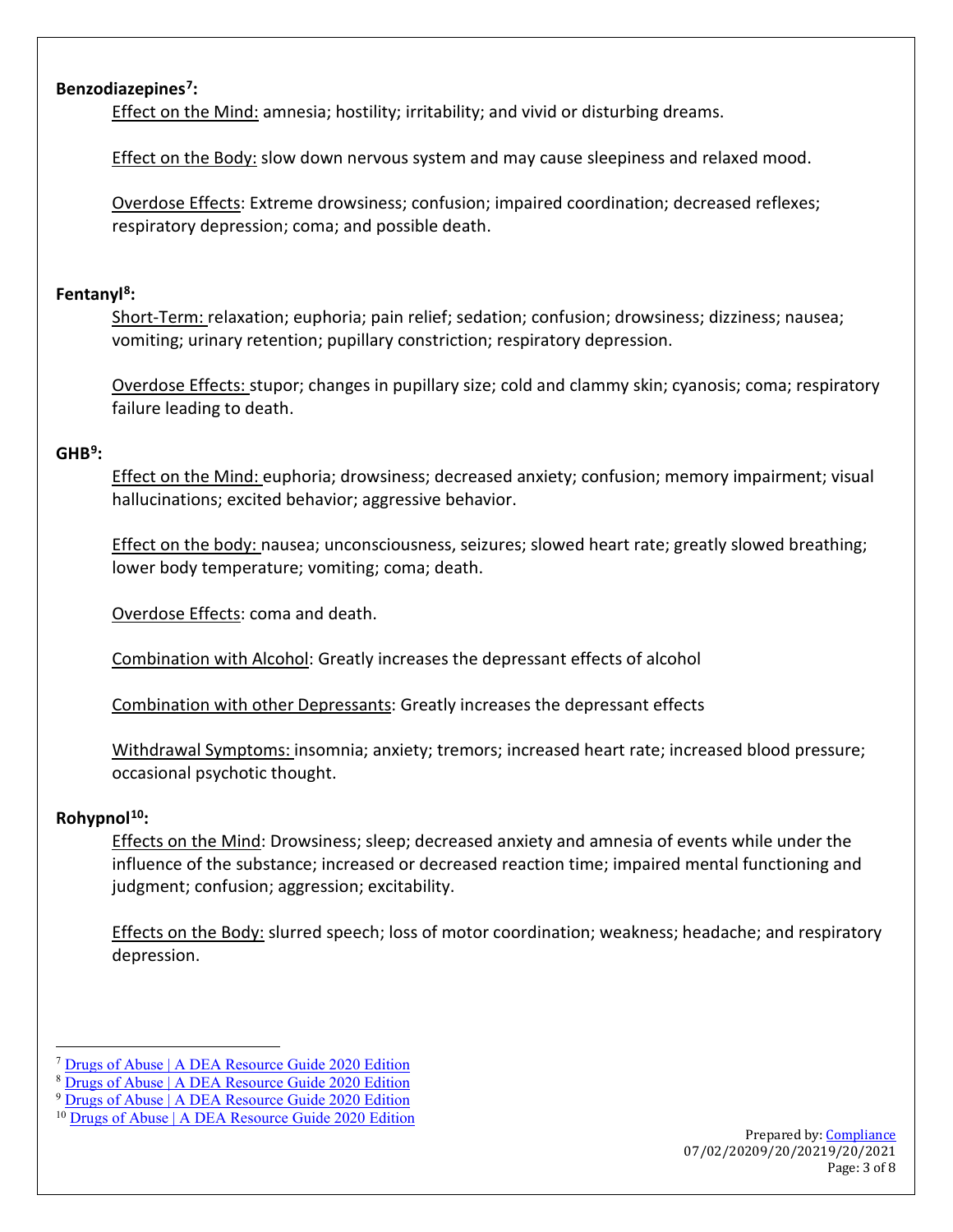**Benzodiazepines[7]:**

Effect on the Mind: amnesia; hostility; irritability; and vivid or disturbing dreams.

Effect on the Body: slow down nervous system and may cause sleepiness and relaxed mood.

Overdose Effects: Extreme drowsiness; confusion; impaired coordination; decreased reflexes; respiratory depression; coma; and possible death.

**Fentanyl[8]:**

Short-Term: relaxation; euphoria; pain relief; sedation; confusion; drowsiness; dizziness; nausea; vomiting; urinary retention; pupillary constriction; respiratory depression.

Overdose Effects: stupor; changes in pupillary size; cold and clammy skin; cyanosis; coma; respiratory failure leading to death.

**GHB[9]:**

Effect on the Mind: euphoria; drowsiness; decreased anxiety; confusion; memory impairment; visual hallucinations; excited behavior; aggressive behavior.

Effect on the body: nausea; unconsciousness, seizures; slowed heart rate; greatly slowed breathing; lower body temperature; vomiting; coma; death.

Overdose Effects: coma and death.

Combination with Alcohol: Greatly increases the depressant effects of alcohol

Combination with other Depressants: Greatly increases the depressant effects

Withdrawal Symptoms: insomnia; anxiety; tremors; increased heart rate; increased blood pressure; occasional psychotic thought.

**Rohypnol[10]:**

Effects on the Mind: Drowsiness; sleep; decreased anxiety and amnesia of events while under the influence of the substance; increased or decreased reaction time; impaired mental functioning and judgment; confusion; aggression; excitability.

Effects on the Body: slurred speech; loss of motor coordination; weakness; headache; and respiratory depression.

---

[7] Drugs of Abuse | A DEA Resource Guide 2020 Edition

[8] Drugs of Abuse | A DEA Resource Guide 2020 Edition

[9] Drugs of Abuse | A DEA Resource Guide 2020 Edition

[10] Drugs of Abuse | A DEA Resource Guide 2020 Edition

Prepared by: Compliance
07/02/20209/20/20219/20/2021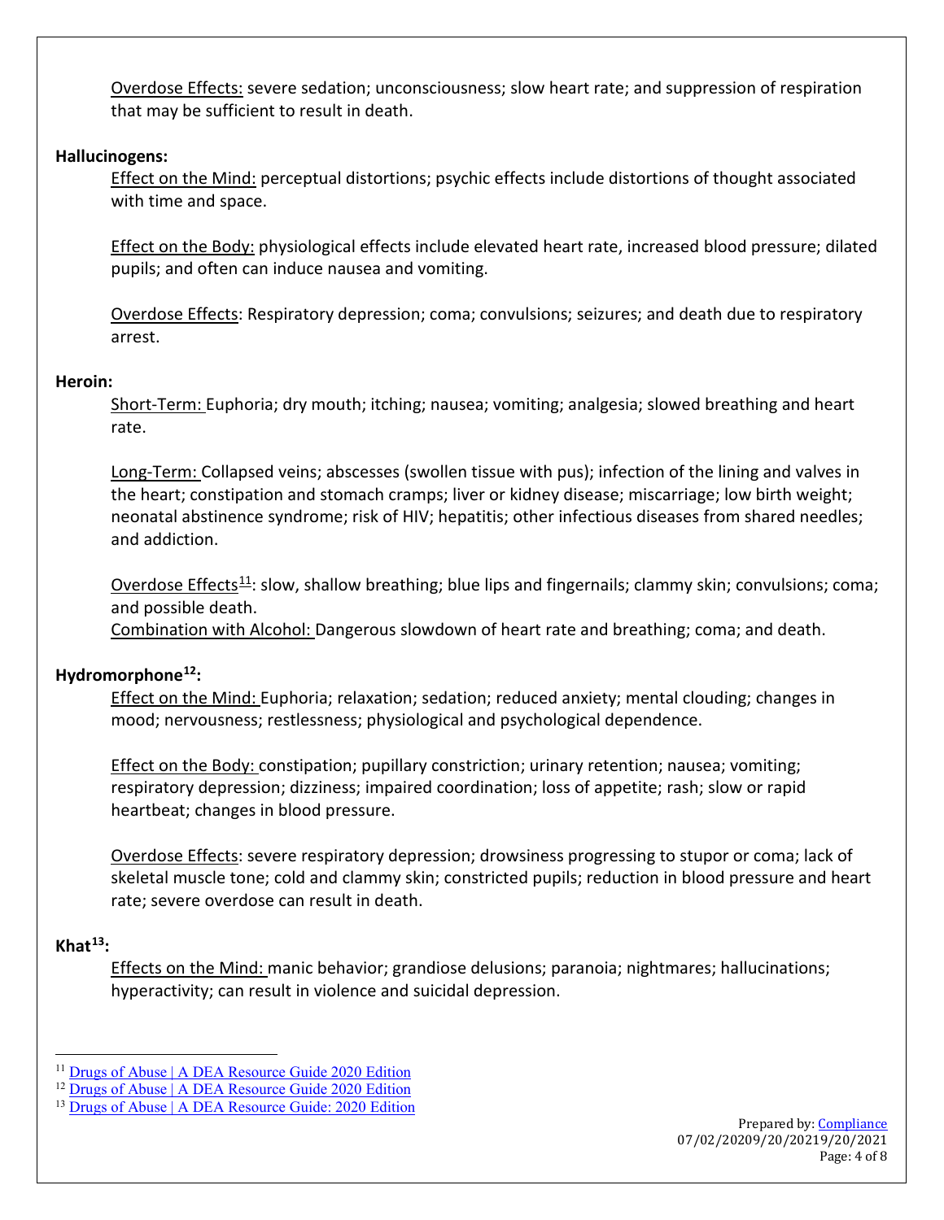Overdose Effects: severe sedation; unconsciousness; slow heart rate; and suppression of respiration that may be sufficient to result in death.

**Hallucinogens:**

Effect on the Mind: perceptual distortions; psychic effects include distortions of thought associated with time and space.

Effect on the Body: physiological effects include elevated heart rate, increased blood pressure; dilated pupils; and often can induce nausea and vomiting.

Overdose Effects: Respiratory depression; coma; convulsions; seizures; and death due to respiratory arrest.

**Heroin:**

Short-Term: Euphoria; dry mouth; itching; nausea; vomiting; analgesia; slowed breathing and heart rate.

Long-Term: Collapsed veins; abscesses (swollen tissue with pus); infection of the lining and valves in the heart; constipation and stomach cramps; liver or kidney disease; miscarriage; low birth weight; neonatal abstinence syndrome; risk of HIV; hepatitis; other infectious diseases from shared needles; and addiction.

Overdose Effects[11]: slow, shallow breathing; blue lips and fingernails; clammy skin; convulsions; coma; and possible death.

Combination with Alcohol: Dangerous slowdown of heart rate and breathing; coma; and death.

**Hydromorphone[12]:**

Effect on the Mind: Euphoria; relaxation; sedation; reduced anxiety; mental clouding; changes in mood; nervousness; restlessness; physiological and psychological dependence.

Effect on the Body: constipation; pupillary constriction; urinary retention; nausea; vomiting; respiratory depression; dizziness; impaired coordination; loss of appetite; rash; slow or rapid heartbeat; changes in blood pressure.

Overdose Effects: severe respiratory depression; drowsiness progressing to stupor or coma; lack of skeletal muscle tone; cold and clammy skin; constricted pupils; reduction in blood pressure and heart rate; severe overdose can result in death.

**Khat[13]:**

Effects on the Mind: manic behavior; grandiose delusions; paranoia; nightmares; hallucinations; hyperactivity; can result in violence and suicidal depression.

---

[11] Drugs of Abuse | A DEA Resource Guide 2020 Edition

[12] Drugs of Abuse | A DEA Resource Guide 2020 Edition

[13] Drugs of Abuse | A DEA Resource Guide: 2020 Edition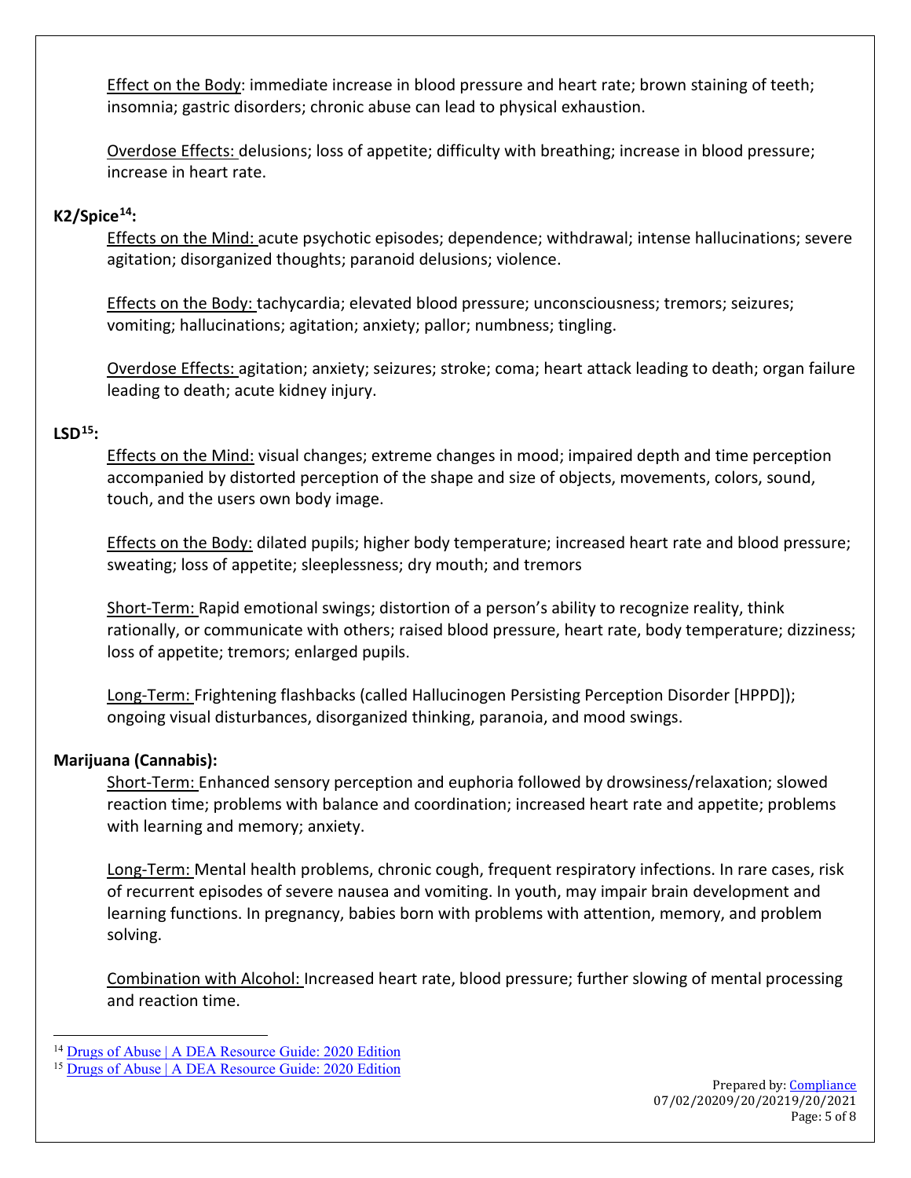Effect on the Body: immediate increase in blood pressure and heart rate; brown staining of teeth; insomnia; gastric disorders; chronic abuse can lead to physical exhaustion.

Overdose Effects: delusions; loss of appetite; difficulty with breathing; increase in blood pressure; increase in heart rate.

**K2/Spice[14]:**

Effects on the Mind: acute psychotic episodes; dependence; withdrawal; intense hallucinations; severe agitation; disorganized thoughts; paranoid delusions; violence.

Effects on the Body: tachycardia; elevated blood pressure; unconsciousness; tremors; seizures; vomiting; hallucinations; agitation; anxiety; pallor; numbness; tingling.

Overdose Effects: agitation; anxiety; seizures; stroke; coma; heart attack leading to death; organ failure leading to death; acute kidney injury.

**LSD[15]:**

Effects on the Mind: visual changes; extreme changes in mood; impaired depth and time perception accompanied by distorted perception of the shape and size of objects, movements, colors, sound, touch, and the users own body image.

Effects on the Body: dilated pupils; higher body temperature; increased heart rate and blood pressure; sweating; loss of appetite; sleeplessness; dry mouth; and tremors

Short-Term: Rapid emotional swings; distortion of a person's ability to recognize reality, think rationally, or communicate with others; raised blood pressure, heart rate, body temperature; dizziness; loss of appetite; tremors; enlarged pupils.

Long-Term: Frightening flashbacks (called Hallucinogen Persisting Perception Disorder [HPPD]); ongoing visual disturbances, disorganized thinking, paranoia, and mood swings.

**Marijuana (Cannabis):**

Short-Term: Enhanced sensory perception and euphoria followed by drowsiness/relaxation; slowed reaction time; problems with balance and coordination; increased heart rate and appetite; problems with learning and memory; anxiety.

Long-Term: Mental health problems, chronic cough, frequent respiratory infections. In rare cases, risk of recurrent episodes of severe nausea and vomiting. In youth, may impair brain development and learning functions. In pregnancy, babies born with problems with attention, memory, and problem solving.

Combination with Alcohol: Increased heart rate, blood pressure; further slowing of mental processing and reaction time.

---

[14] Drugs of Abuse | A DEA Resource Guide: 2020 Edition

[15] Drugs of Abuse | A DEA Resource Guide: 2020 Edition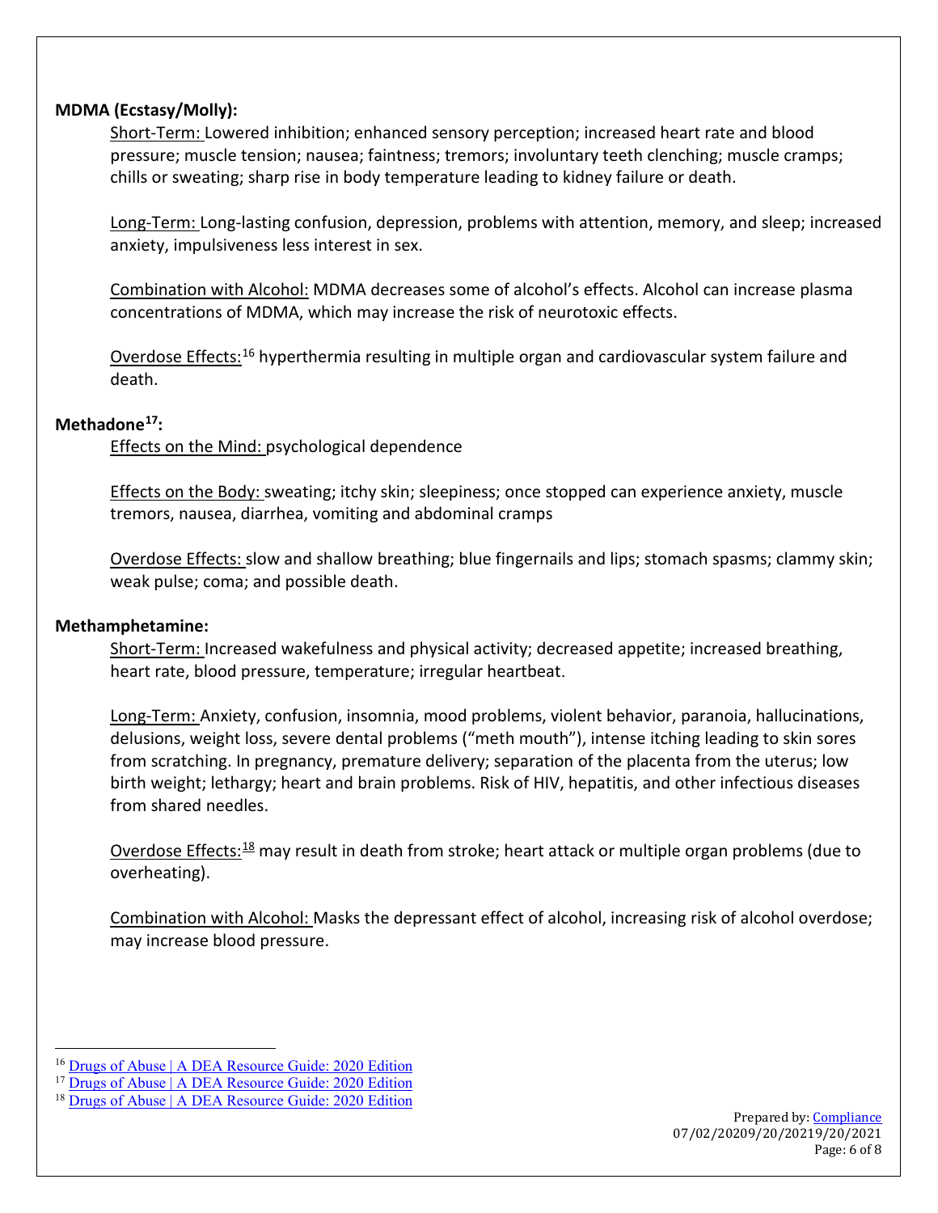**MDMA (Ecstasy/Molly):**

Short-Term: Lowered inhibition; enhanced sensory perception; increased heart rate and blood pressure; muscle tension; nausea; faintness; tremors; involuntary teeth clenching; muscle cramps; chills or sweating; sharp rise in body temperature leading to kidney failure or death.

Long-Term: Long-lasting confusion, depression, problems with attention, memory, and sleep; increased anxiety, impulsiveness less interest in sex.

Combination with Alcohol: MDMA decreases some of alcohol's effects. Alcohol can increase plasma concentrations of MDMA, which may increase the risk of neurotoxic effects.

Overdose Effects:[16] hyperthermia resulting in multiple organ and cardiovascular system failure and death.

**Methadone[17]:**

Effects on the Mind: psychological dependence

Effects on the Body: sweating; itchy skin; sleepiness; once stopped can experience anxiety, muscle tremors, nausea, diarrhea, vomiting and abdominal cramps

Overdose Effects: slow and shallow breathing; blue fingernails and lips; stomach spasms; clammy skin; weak pulse; coma; and possible death.

**Methamphetamine:**

Short-Term: Increased wakefulness and physical activity; decreased appetite; increased breathing, heart rate, blood pressure, temperature; irregular heartbeat.

Long-Term: Anxiety, confusion, insomnia, mood problems, violent behavior, paranoia, hallucinations, delusions, weight loss, severe dental problems ("meth mouth"), intense itching leading to skin sores from scratching. In pregnancy, premature delivery; separation of the placenta from the uterus; low birth weight; lethargy; heart and brain problems. Risk of HIV, hepatitis, and other infectious diseases from shared needles.

Overdose Effects:[18] may result in death from stroke; heart attack or multiple organ problems (due to overheating).

Combination with Alcohol: Masks the depressant effect of alcohol, increasing risk of alcohol overdose; may increase blood pressure.

---

[16] Drugs of Abuse | A DEA Resource Guide: 2020 Edition

[17] Drugs of Abuse | A DEA Resource Guide: 2020 Edition

[18] Drugs of Abuse | A DEA Resource Guide: 2020 Edition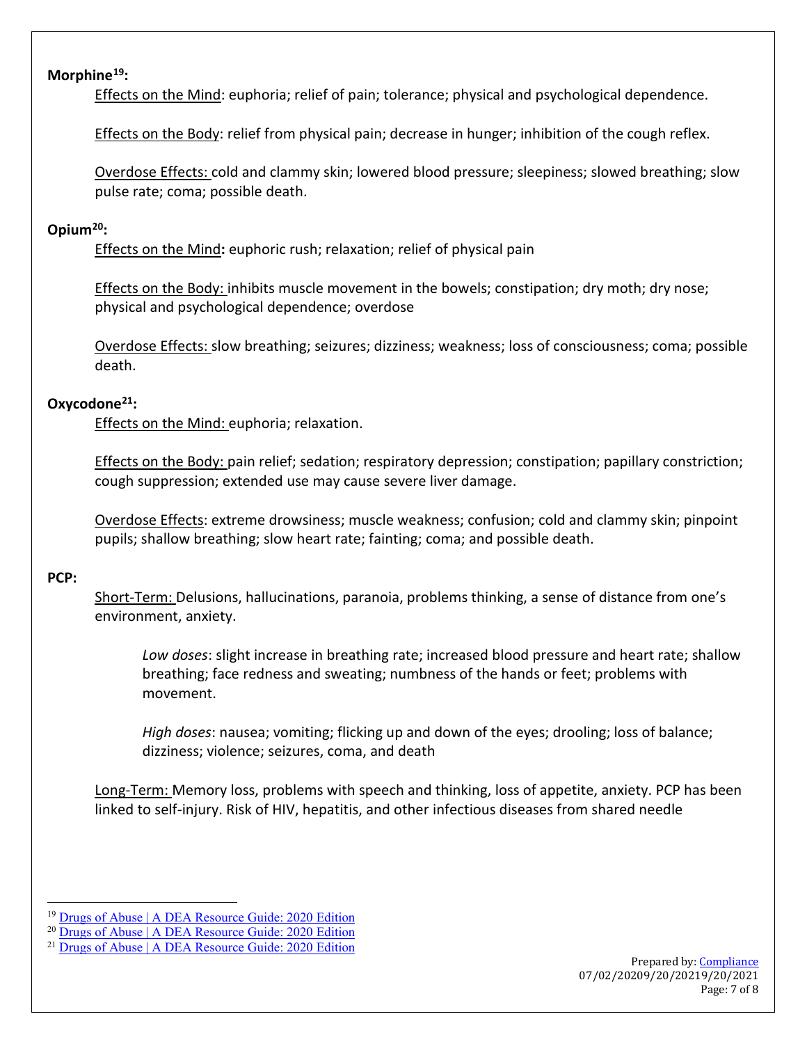**Morphine[19]:**

Effects on the Mind: euphoria; relief of pain; tolerance; physical and psychological dependence.

Effects on the Body: relief from physical pain; decrease in hunger; inhibition of the cough reflex.

Overdose Effects: cold and clammy skin; lowered blood pressure; sleepiness; slowed breathing; slow pulse rate; coma; possible death.

**Opium[20]:**

Effects on the Mind**:** euphoric rush; relaxation; relief of physical pain

Effects on the Body: inhibits muscle movement in the bowels; constipation; dry moth; dry nose; physical and psychological dependence; overdose

Overdose Effects: slow breathing; seizures; dizziness; weakness; loss of consciousness; coma; possible death.

**Oxycodone[21]:**

Effects on the Mind: euphoria; relaxation.

Effects on the Body: pain relief; sedation; respiratory depression; constipation; papillary constriction; cough suppression; extended use may cause severe liver damage.

Overdose Effects: extreme drowsiness; muscle weakness; confusion; cold and clammy skin; pinpoint pupils; shallow breathing; slow heart rate; fainting; coma; and possible death.

**PCP:**

Short-Term: Delusions, hallucinations, paranoia, problems thinking, a sense of distance from one's environment, anxiety.

*Low doses*: slight increase in breathing rate; increased blood pressure and heart rate; shallow breathing; face redness and sweating; numbness of the hands or feet; problems with movement.

*High doses*: nausea; vomiting; flicking up and down of the eyes; drooling; loss of balance; dizziness; violence; seizures, coma, and death

Long-Term: Memory loss, problems with speech and thinking, loss of appetite, anxiety. PCP has been linked to self-injury. Risk of HIV, hepatitis, and other infectious diseases from shared needle

---

[19] Drugs of Abuse | A DEA Resource Guide: 2020 Edition

[20] Drugs of Abuse | A DEA Resource Guide: 2020 Edition

[21] Drugs of Abuse | A DEA Resource Guide: 2020 Edition

Prepared by: Compliance
07/02/20209/20/20219/20/2021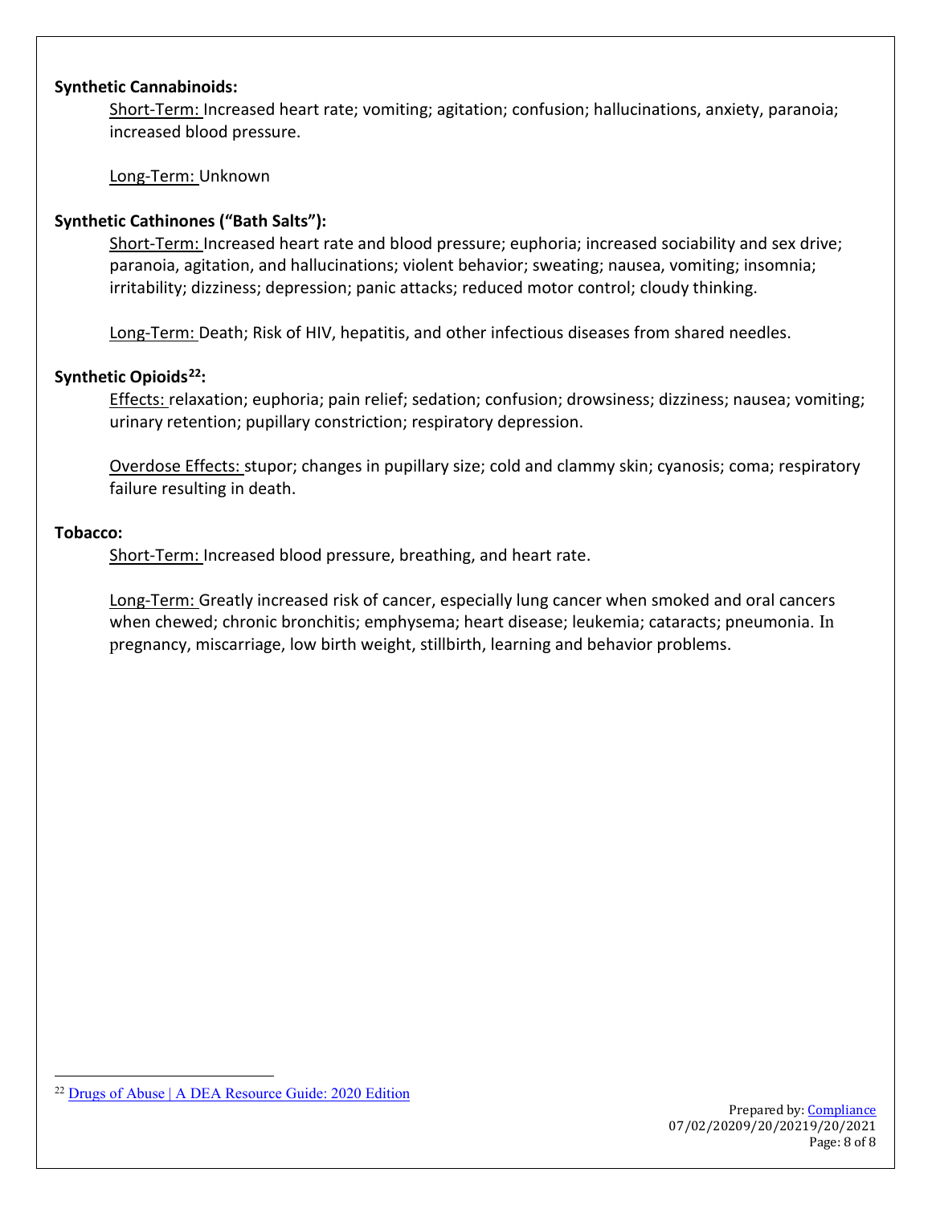**Synthetic Cannabinoids:**

Short-Term: Increased heart rate; vomiting; agitation; confusion; hallucinations, anxiety, paranoia; increased blood pressure.

Long-Term: Unknown

**Synthetic Cathinones ("Bath Salts"):**

Short-Term: Increased heart rate and blood pressure; euphoria; increased sociability and sex drive; paranoia, agitation, and hallucinations; violent behavior; sweating; nausea, vomiting; insomnia; irritability; dizziness; depression; panic attacks; reduced motor control; cloudy thinking.

Long-Term: Death; Risk of HIV, hepatitis, and other infectious diseases from shared needles.

**Synthetic Opioids[22]:**

Effects: relaxation; euphoria; pain relief; sedation; confusion; drowsiness; dizziness; nausea; vomiting; urinary retention; pupillary constriction; respiratory depression.

Overdose Effects: stupor; changes in pupillary size; cold and clammy skin; cyanosis; coma; respiratory failure resulting in death.

**Tobacco:**

Short-Term: Increased blood pressure, breathing, and heart rate.

Long-Term: Greatly increased risk of cancer, especially lung cancer when smoked and oral cancers when chewed; chronic bronchitis; emphysema; heart disease; leukemia; cataracts; pneumonia. In pregnancy, miscarriage, low birth weight, stillbirth, learning and behavior problems.

---

[22] Drugs of Abuse | A DEA Resource Guide: 2020 Edition

Prepared by: Compliance
07/02/20209/20/20219/20/2021